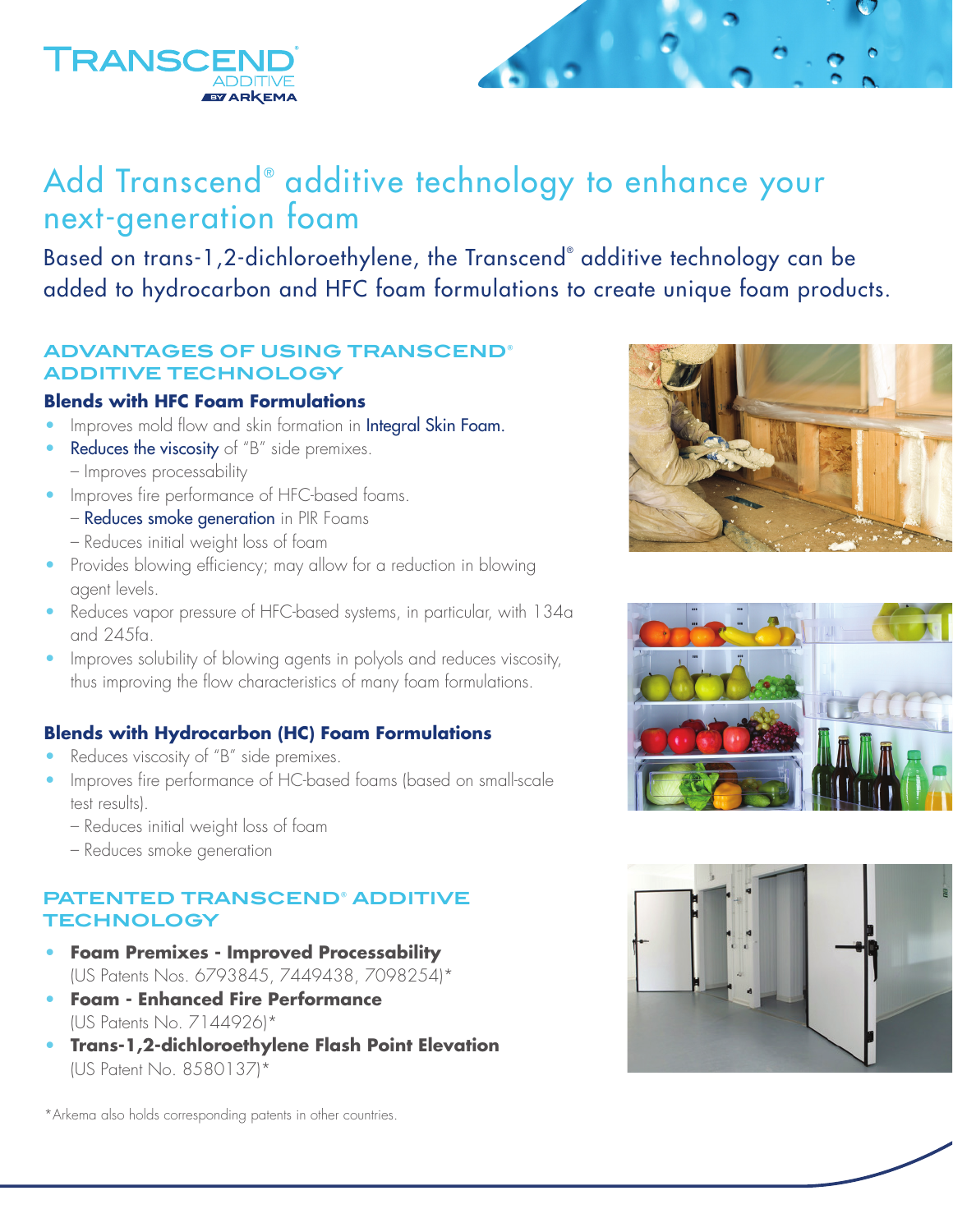TRANSCEND® ADDITIVE BY ARKEMA

# Add Transcend® additive technology to enhance your next-generation foam

Based on trans-1,2-dichloroethylene, the Transcend® additive technology can be added to hydrocarbon and HFC foam formulations to create unique foam products.

## ADVANTAGES OF USING TRANSCEND® ADDITIVE TECHNOLOGY

### Blends with HFC Foam Formulations

- Improves mold flow and skin formation in Integral Skin Foam.
- Reduces the viscosity of "B" side premixes.
  - Improves processability
- Improves fire performance of HFC-based foams.
  - Reduces smoke generation in PIR Foams
  - Reduces initial weight loss of foam
- Provides blowing efficiency; may allow for a reduction in blowing agent levels.
- Reduces vapor pressure of HFC-based systems, in particular, with 134a and 245fa.
- Improves solubility of blowing agents in polyols and reduces viscosity, thus improving the flow characteristics of many foam formulations.

### Blends with Hydrocarbon (HC) Foam Formulations

- Reduces viscosity of "B" side premixes.
- Improves fire performance of HC-based foams (based on small-scale test results).
  - Reduces initial weight loss of foam
  - Reduces smoke generation

## PATENTED TRANSCEND® ADDITIVE TECHNOLOGY

- **Foam Premixes - Improved Processability** (US Patents Nos. 6793845, 7449438, 7098254)*
- **Foam - Enhanced Fire Performance** (US Patents No. 7144926)*
- **Trans-1,2-dichloroethylene Flash Point Elevation** (US Patent No. 8580137)*

*Arkema also holds corresponding patents in other countries.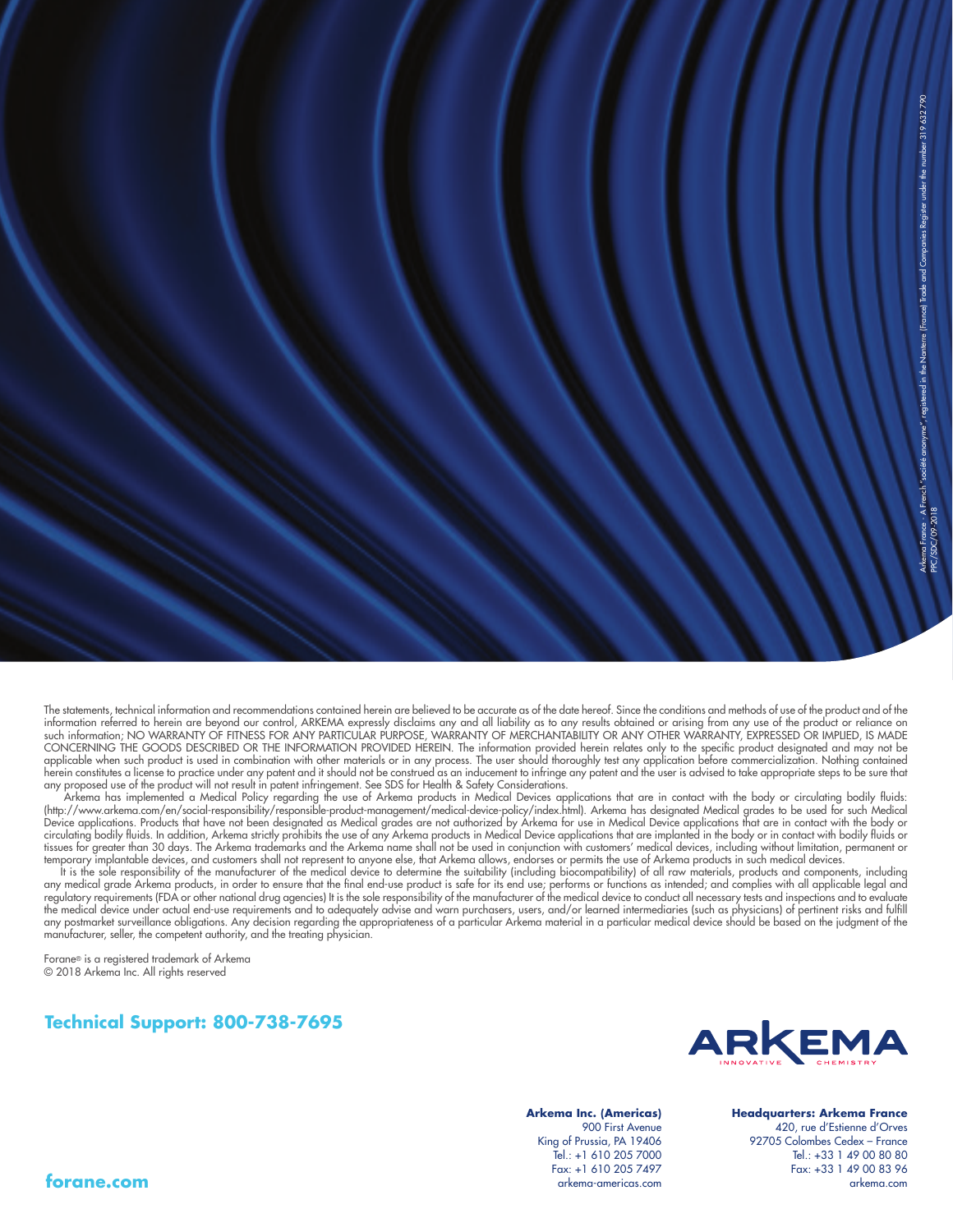The statements, technical information and recommendations contained herein are believed to be accurate as of the date hereof. Since the conditions and methods of use of the product and of the information referred to herein are beyond our control, ARKEMA expressly disclaims any and all liability as to any results obtained or arising from any use of the product or reliance on such information; NO WARRANTY OF FITNESS FOR ANY PARTICULAR PURPOSE, WARRANTY OF MERCHANTABILITY OR ANY OTHER WARRANTY, EXPRESSED OR IMPLIED, IS MADE CONCERNING THE GOODS DESCRIBED OR THE INFORMATION PROVIDED HEREIN. The information provided herein relates only to the specific product designated and may not be applicable when such product is used in combination with other materials or in any process. The user should thoroughly test any application before commercialization. Nothing contained herein constitutes a license to practice under any patent and it should not be construed as an inducement to infringe any patent and the user is advised to take appropriate steps to be sure that any proposed use of the product will not result in patent infringement. See SDS for Health & Safety Considerations.

Arkema has implemented a Medical Policy regarding the use of Arkema products in Medical Devices applications that are in contact with the body or circulating bodily fluids: (http://www.arkema.com/en/social-responsibility/responsible-product-management/medical-device-policy/index.html). Arkema has designated Medical grades to be used for such Medical Device applications. Products that have not been designated as Medical grades are not authorized by Arkema for use in Medical Device applications that are in contact with the body or circulating bodily fluids. In addition, Arkema strictly prohibits the use of any Arkema products in Medical Device applications that are implanted in the body or in contact with bodily fluids or tissues for greater than 30 days. The Arkema trademarks and the Arkema name shall not be used in conjunction with customers' medical devices, including without limitation, permanent or temporary implantable devices, and customers shall not represent to anyone else, that Arkema allows, endorses or permits the use of Arkema products in such medical devices.

It is the sole responsibility of the manufacturer of the medical device to determine the suitability (including biocompatibility) of all raw materials, products and components, including any medical grade Arkema products, in order to ensure that the final end-use product is safe for its end use; performs or functions as intended; and complies with all applicable legal and regulatory requirements (FDA or other national drug agencies) It is the sole responsibility of the manufacturer of the medical device to conduct all necessary tests and inspections and to evaluate the medical device under actual end-use requirements and to adequately advise and warn purchasers, users, and/or learned intermediaries (such as physicians) of pertinent risks and fulfill any postmarket surveillance obligations. Any decision regarding the appropriateness of a particular Arkema material in a particular medical device should be based on the judgment of the manufacturer, seller, the competent authority, and the treating physician.

Forane® is a registered trademark of Arkema
© 2018 Arkema Inc. All rights reserved

**Technical Support: 800-738-7695**

ARKEMA
INNOVATIVE CHEMISTRY

**Arkema Inc. (Americas)**
900 First Avenue
King of Prussia, PA 19406
Tel.: +1 610 205 7000
Fax: +1 610 205 7497
arkema-americas.com

**Headquarters: Arkema France**
420, rue d'Estienne d'Orves
92705 Colombes Cedex – France
Tel.: +33 1 49 00 80 80
Fax: +33 1 49 00 83 96
arkema.com

**forane.com**

Arkema France - A French "société anonyme", registered in the Nanterre (France) Trade and Companies Register under the number 319 632 790
FPC/SDC/09-2018